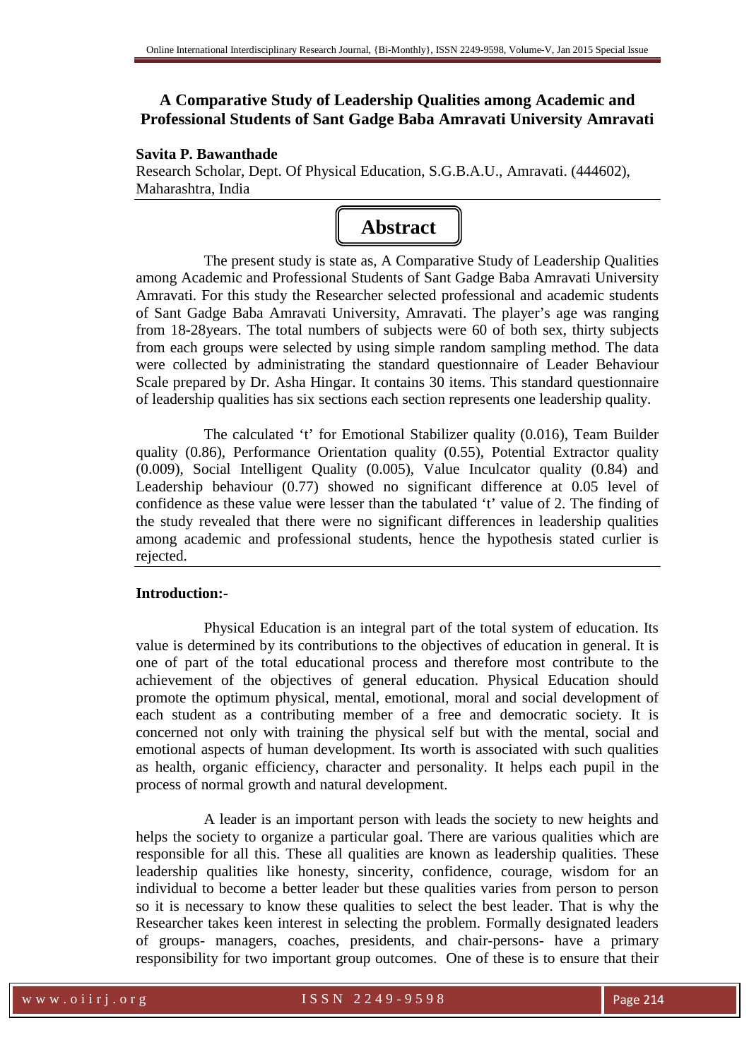# A Comparative Study of Leadership Qualities among Academic and Professional Students of Sant Gadge Baba Amravati University Amravati

**Savita P. Bawanthade**

Research Scholar, Dept. Of Physical Education, S.G.B.A.U., Amravati. (444602), Maharashtra, India

## Abstract

The present study is state as, A Comparative Study of Leadership Qualities among Academic and Professional Students of Sant Gadge Baba Amravati University Amravati. For this study the Researcher selected professional and academic students of Sant Gadge Baba Amravati University, Amravati. The player's age was ranging from 18-28years. The total numbers of subjects were 60 of both sex, thirty subjects from each groups were selected by using simple random sampling method. The data were collected by administrating the standard questionnaire of Leader Behaviour Scale prepared by Dr. Asha Hingar. It contains 30 items. This standard questionnaire of leadership qualities has six sections each section represents one leadership quality.

The calculated 't' for Emotional Stabilizer quality (0.016), Team Builder quality (0.86), Performance Orientation quality (0.55), Potential Extractor quality (0.009), Social Intelligent Quality (0.005), Value Inculcator quality (0.84) and Leadership behaviour (0.77) showed no significant difference at 0.05 level of confidence as these value were lesser than the tabulated 't' value of 2. The finding of the study revealed that there were no significant differences in leadership qualities among academic and professional students, hence the hypothesis stated curlier is rejected.

**Introduction:-**

Physical Education is an integral part of the total system of education. Its value is determined by its contributions to the objectives of education in general. It is one of part of the total educational process and therefore most contribute to the achievement of the objectives of general education. Physical Education should promote the optimum physical, mental, emotional, moral and social development of each student as a contributing member of a free and democratic society. It is concerned not only with training the physical self but with the mental, social and emotional aspects of human development. Its worth is associated with such qualities as health, organic efficiency, character and personality. It helps each pupil in the process of normal growth and natural development.

A leader is an important person with leads the society to new heights and helps the society to organize a particular goal. There are various qualities which are responsible for all this. These all qualities are known as leadership qualities. These leadership qualities like honesty, sincerity, confidence, courage, wisdom for an individual to become a better leader but these qualities varies from person to person so it is necessary to know these qualities to select the best leader. That is why the Researcher takes keen interest in selecting the problem. Formally designated leaders of groups- managers, coaches, presidents, and chair-persons- have a primary responsibility for two important group outcomes. One of these is to ensure that their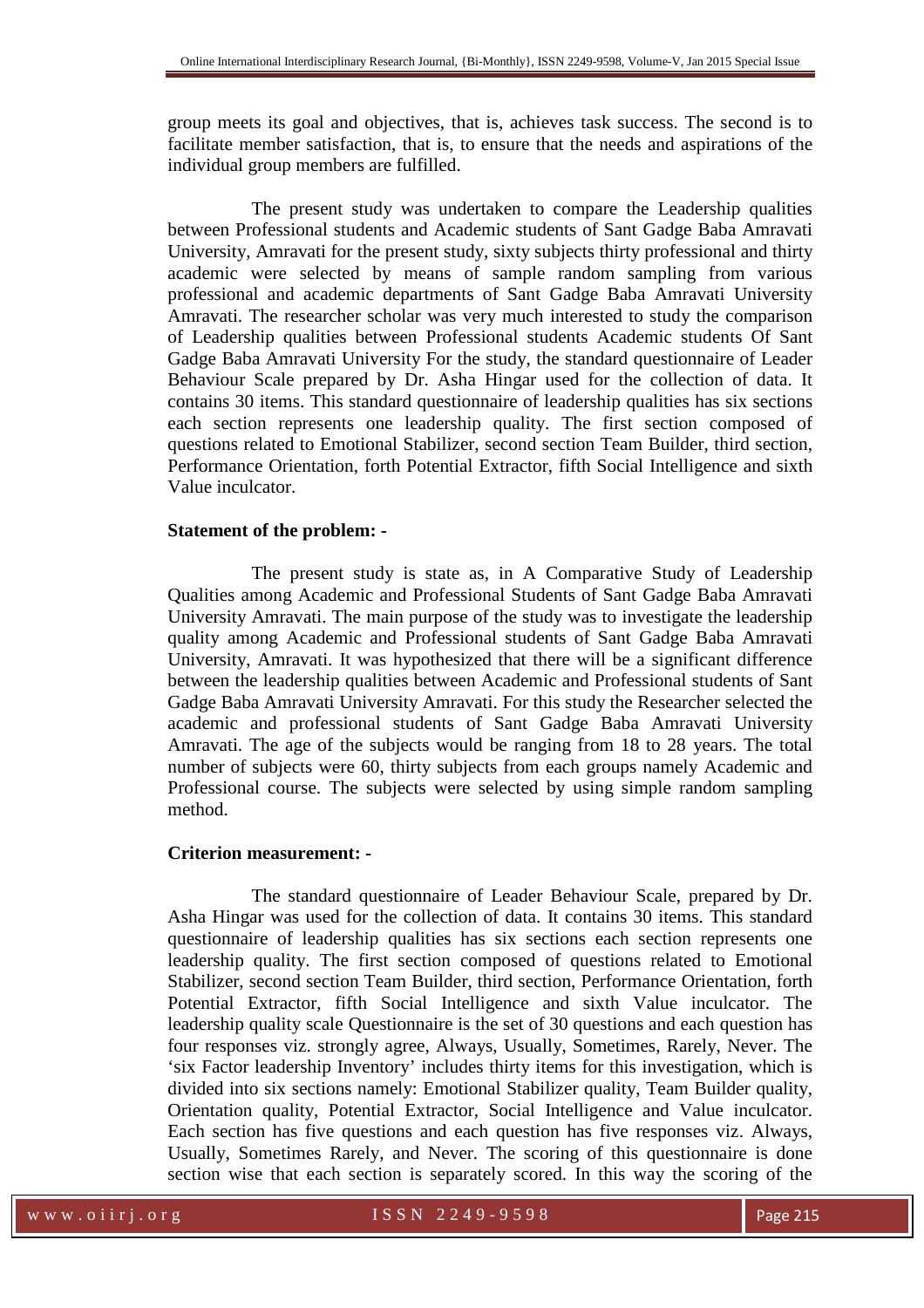group meets its goal and objectives, that is, achieves task success. The second is to facilitate member satisfaction, that is, to ensure that the needs and aspirations of the individual group members are fulfilled.

The present study was undertaken to compare the Leadership qualities between Professional students and Academic students of Sant Gadge Baba Amravati University, Amravati for the present study, sixty subjects thirty professional and thirty academic were selected by means of sample random sampling from various professional and academic departments of Sant Gadge Baba Amravati University Amravati. The researcher scholar was very much interested to study the comparison of Leadership qualities between Professional students Academic students Of Sant Gadge Baba Amravati University For the study, the standard questionnaire of Leader Behaviour Scale prepared by Dr. Asha Hingar used for the collection of data. It contains 30 items. This standard questionnaire of leadership qualities has six sections each section represents one leadership quality. The first section composed of questions related to Emotional Stabilizer, second section Team Builder, third section, Performance Orientation, forth Potential Extractor, fifth Social Intelligence and sixth Value inculcator.

**Statement of the problem: -**

The present study is state as, in A Comparative Study of Leadership Qualities among Academic and Professional Students of Sant Gadge Baba Amravati University Amravati. The main purpose of the study was to investigate the leadership quality among Academic and Professional students of Sant Gadge Baba Amravati University, Amravati. It was hypothesized that there will be a significant difference between the leadership qualities between Academic and Professional students of Sant Gadge Baba Amravati University Amravati. For this study the Researcher selected the academic and professional students of Sant Gadge Baba Amravati University Amravati. The age of the subjects would be ranging from 18 to 28 years. The total number of subjects were 60, thirty subjects from each groups namely Academic and Professional course. The subjects were selected by using simple random sampling method.

**Criterion measurement: -**

The standard questionnaire of Leader Behaviour Scale, prepared by Dr. Asha Hingar was used for the collection of data. It contains 30 items. This standard questionnaire of leadership qualities has six sections each section represents one leadership quality. The first section composed of questions related to Emotional Stabilizer, second section Team Builder, third section, Performance Orientation, forth Potential Extractor, fifth Social Intelligence and sixth Value inculcator. The leadership quality scale Questionnaire is the set of 30 questions and each question has four responses viz. strongly agree, Always, Usually, Sometimes, Rarely, Never. The 'six Factor leadership Inventory' includes thirty items for this investigation, which is divided into six sections namely: Emotional Stabilizer quality, Team Builder quality, Orientation quality, Potential Extractor, Social Intelligence and Value inculcator. Each section has five questions and each question has five responses viz. Always, Usually, Sometimes Rarely, and Never. The scoring of this questionnaire is done section wise that each section is separately scored. In this way the scoring of the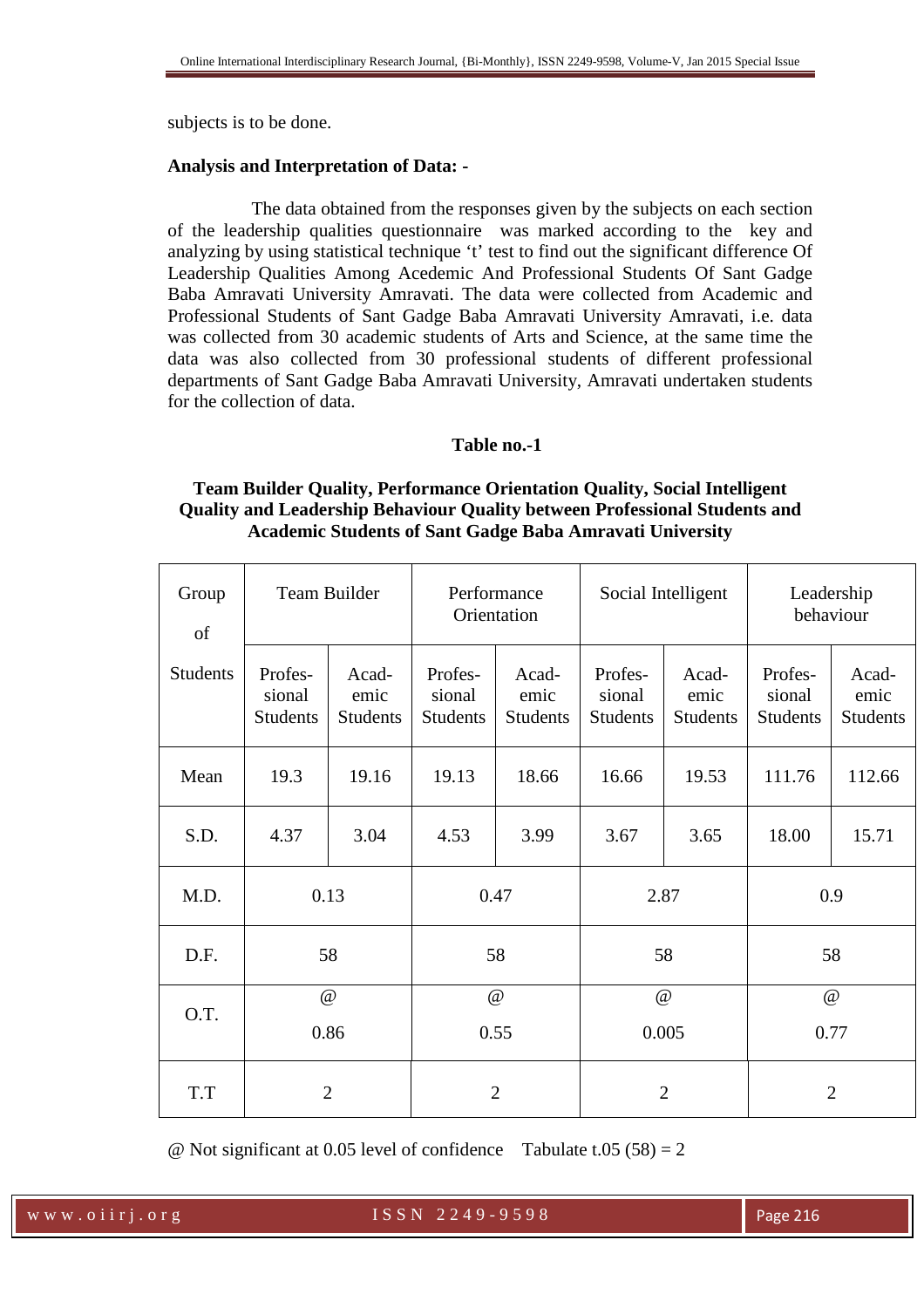subjects is to be done.

**Analysis and Interpretation of Data: -**

The data obtained from the responses given by the subjects on each section of the leadership qualities questionnaire was marked according to the key and analyzing by using statistical technique 't' test to find out the significant difference Of Leadership Qualities Among Acedemic And Professional Students Of Sant Gadge Baba Amravati University Amravati. The data were collected from Academic and Professional Students of Sant Gadge Baba Amravati University Amravati, i.e. data was collected from 30 academic students of Arts and Science, at the same time the data was also collected from 30 professional students of different professional departments of Sant Gadge Baba Amravati University, Amravati undertaken students for the collection of data.

**Table no.-1**

**Team Builder Quality, Performance Orientation Quality, Social Intelligent Quality and Leadership Behaviour Quality between Professional Students and Academic Students of Sant Gadge Baba Amravati University**

| Group of Students | Team Builder | | Performance Orientation | | Social Intelligent | | Leadership behaviour | |
|---|---|---|---|---|---|---|---|---|
| | Professional Students | Academic Students | Professional Students | Academic Students | Professional Students | Academic Students | Professional Students | Academic Students |
| Mean | 19.3 | 19.16 | 19.13 | 18.66 | 16.66 | 19.53 | 111.76 | 112.66 |
| S.D. | 4.37 | 3.04 | 4.53 | 3.99 | 3.67 | 3.65 | 18.00 | 15.71 |
| M.D. | 0.13 | | 0.47 | | 2.87 | | 0.9 | |
| D.F. | 58 | | 58 | | 58 | | 58 | |
| O.T. | @ 0.86 | | @ 0.55 | | @ 0.005 | | @ 0.77 | |
| T.T | 2 | | 2 | | 2 | | 2 | |

@ Not significant at 0.05 level of confidence    Tabulate t.05 (58) = 2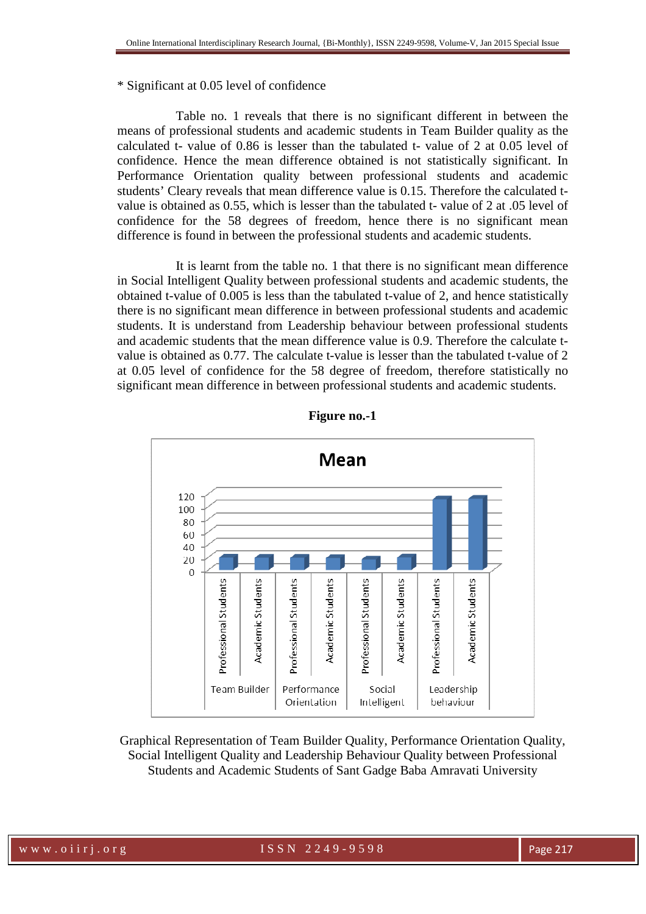* Significant at 0.05 level of confidence

Table no. 1 reveals that there is no significant different in between the means of professional students and academic students in Team Builder quality as the calculated t- value of 0.86 is lesser than the tabulated t- value of 2 at 0.05 level of confidence. Hence the mean difference obtained is not statistically significant. In Performance Orientation quality between professional students and academic students' Cleary reveals that mean difference value is 0.15. Therefore the calculated t-value is obtained as 0.55, which is lesser than the tabulated t- value of 2 at .05 level of confidence for the 58 degrees of freedom, hence there is no significant mean difference is found in between the professional students and academic students.

It is learnt from the table no. 1 that there is no significant mean difference in Social Intelligent Quality between professional students and academic students, the obtained t-value of 0.005 is less than the tabulated t-value of 2, and hence statistically there is no significant mean difference in between professional students and academic students. It is understand from Leadership behaviour between professional students and academic students that the mean difference value is 0.9. Therefore the calculate t-value is obtained as 0.77. The calculate t-value is lesser than the tabulated t-value of 2 at 0.05 level of confidence for the 58 degree of freedom, therefore statistically no significant mean difference in between professional students and academic students.

**Figure no.-1**

Graphical Representation of Team Builder Quality, Performance Orientation Quality, Social Intelligent Quality and Leadership Behaviour Quality between Professional Students and Academic Students of Sant Gadge Baba Amravati University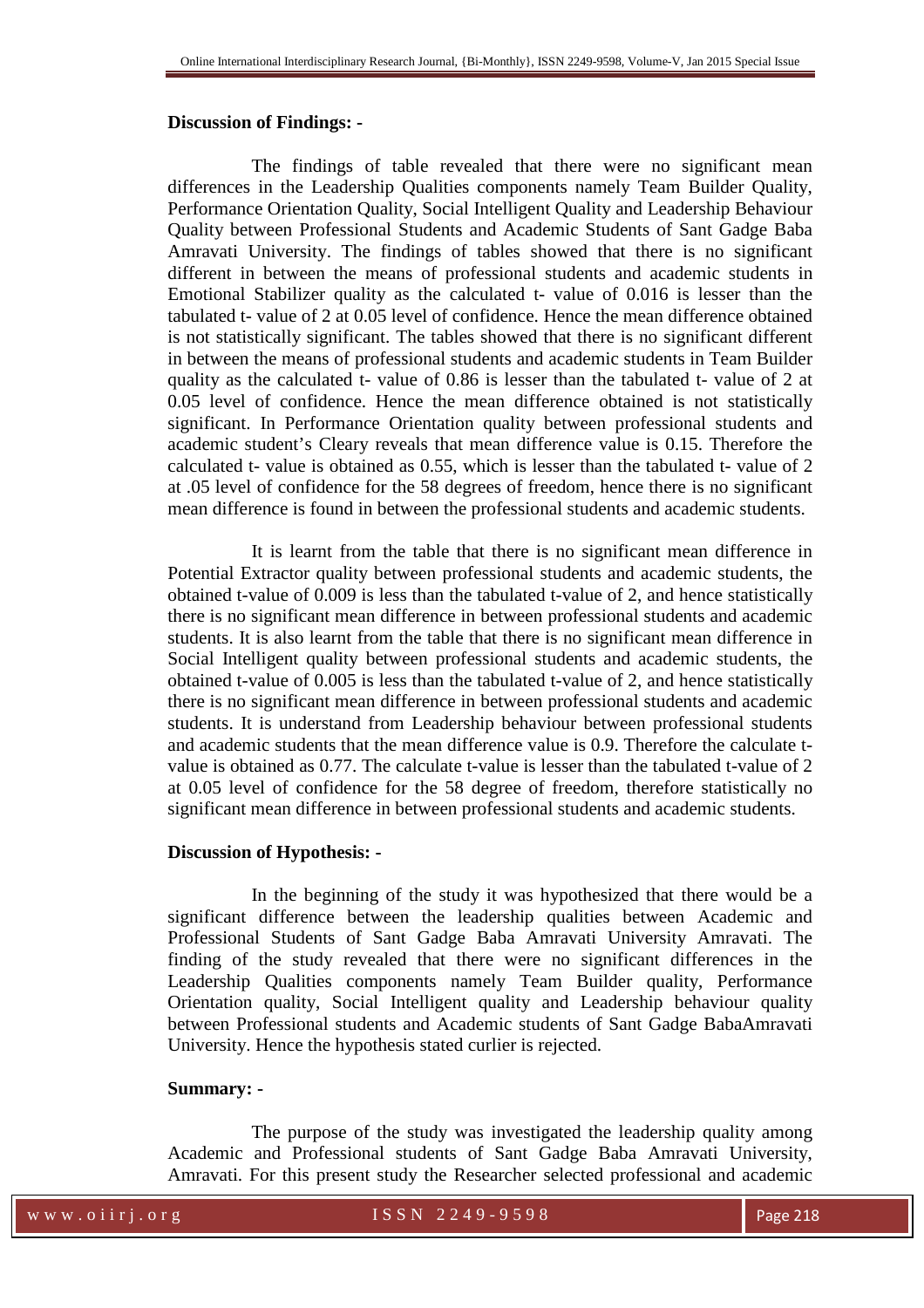**Discussion of Findings: -**

The findings of table revealed that there were no significant mean differences in the Leadership Qualities components namely Team Builder Quality, Performance Orientation Quality, Social Intelligent Quality and Leadership Behaviour Quality between Professional Students and Academic Students of Sant Gadge Baba Amravati University. The findings of tables showed that there is no significant different in between the means of professional students and academic students in Emotional Stabilizer quality as the calculated t- value of 0.016 is lesser than the tabulated t- value of 2 at 0.05 level of confidence. Hence the mean difference obtained is not statistically significant. The tables showed that there is no significant different in between the means of professional students and academic students in Team Builder quality as the calculated t- value of 0.86 is lesser than the tabulated t- value of 2 at 0.05 level of confidence. Hence the mean difference obtained is not statistically significant. In Performance Orientation quality between professional students and academic student's Cleary reveals that mean difference value is 0.15. Therefore the calculated t- value is obtained as 0.55, which is lesser than the tabulated t- value of 2 at .05 level of confidence for the 58 degrees of freedom, hence there is no significant mean difference is found in between the professional students and academic students.

It is learnt from the table that there is no significant mean difference in Potential Extractor quality between professional students and academic students, the obtained t-value of 0.009 is less than the tabulated t-value of 2, and hence statistically there is no significant mean difference in between professional students and academic students. It is also learnt from the table that there is no significant mean difference in Social Intelligent quality between professional students and academic students, the obtained t-value of 0.005 is less than the tabulated t-value of 2, and hence statistically there is no significant mean difference in between professional students and academic students. It is understand from Leadership behaviour between professional students and academic students that the mean difference value is 0.9. Therefore the calculate t-value is obtained as 0.77. The calculate t-value is lesser than the tabulated t-value of 2 at 0.05 level of confidence for the 58 degree of freedom, therefore statistically no significant mean difference in between professional students and academic students.

**Discussion of Hypothesis: -**

In the beginning of the study it was hypothesized that there would be a significant difference between the leadership qualities between Academic and Professional Students of Sant Gadge Baba Amravati University Amravati. The finding of the study revealed that there were no significant differences in the Leadership Qualities components namely Team Builder quality, Performance Orientation quality, Social Intelligent quality and Leadership behaviour quality between Professional students and Academic students of Sant Gadge BabaAmravati University. Hence the hypothesis stated curlier is rejected.

**Summary: -**

The purpose of the study was investigated the leadership quality among Academic and Professional students of Sant Gadge Baba Amravati University, Amravati. For this present study the Researcher selected professional and academic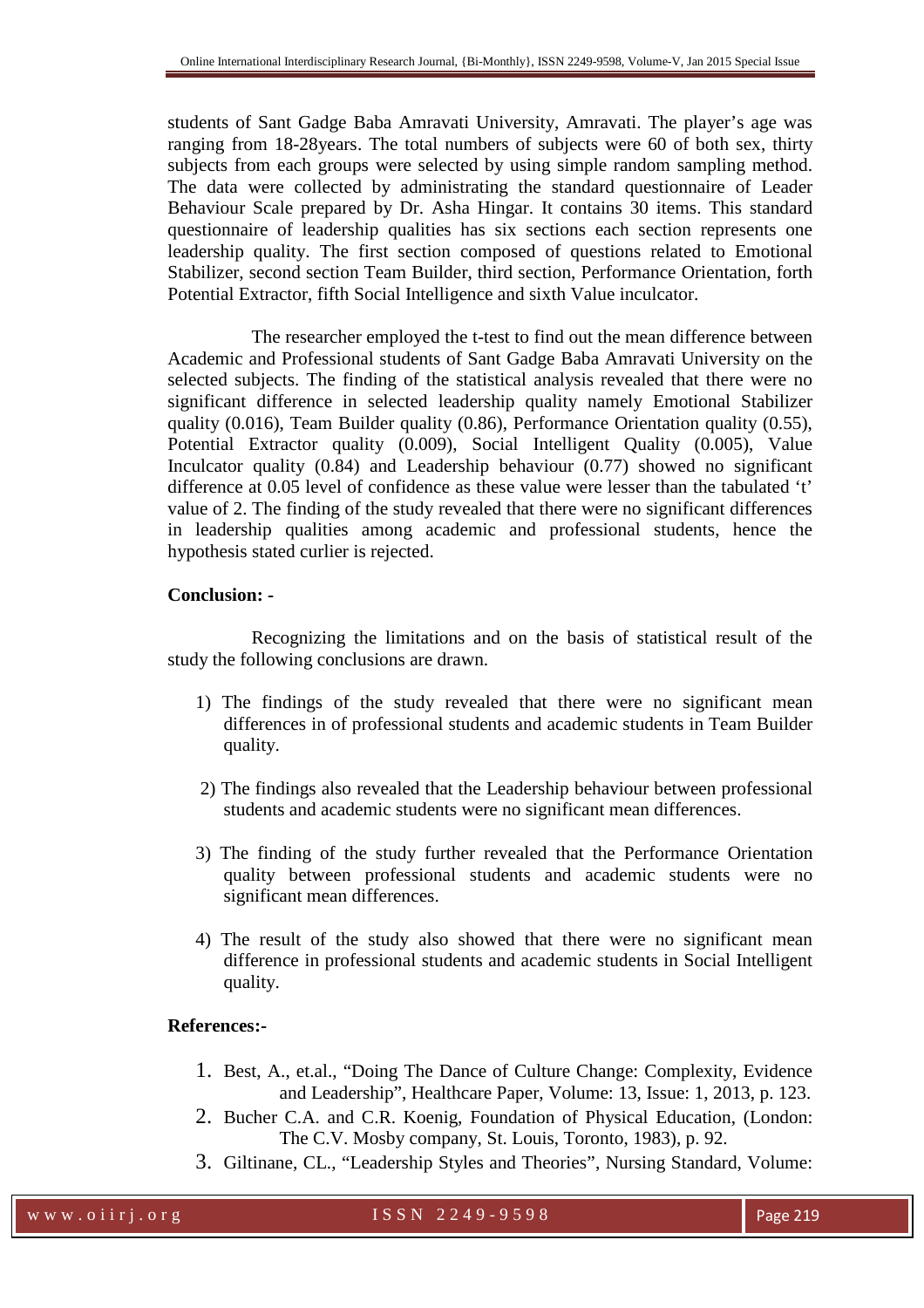students of Sant Gadge Baba Amravati University, Amravati. The player's age was ranging from 18-28years. The total numbers of subjects were 60 of both sex, thirty subjects from each groups were selected by using simple random sampling method. The data were collected by administrating the standard questionnaire of Leader Behaviour Scale prepared by Dr. Asha Hingar. It contains 30 items. This standard questionnaire of leadership qualities has six sections each section represents one leadership quality. The first section composed of questions related to Emotional Stabilizer, second section Team Builder, third section, Performance Orientation, forth Potential Extractor, fifth Social Intelligence and sixth Value inculcator.

The researcher employed the t-test to find out the mean difference between Academic and Professional students of Sant Gadge Baba Amravati University on the selected subjects. The finding of the statistical analysis revealed that there were no significant difference in selected leadership quality namely Emotional Stabilizer quality (0.016), Team Builder quality (0.86), Performance Orientation quality (0.55), Potential Extractor quality (0.009), Social Intelligent Quality (0.005), Value Inculcator quality (0.84) and Leadership behaviour (0.77) showed no significant difference at 0.05 level of confidence as these value were lesser than the tabulated 't' value of 2. The finding of the study revealed that there were no significant differences in leadership qualities among academic and professional students, hence the hypothesis stated curlier is rejected.

**Conclusion: -**

Recognizing the limitations and on the basis of statistical result of the study the following conclusions are drawn.

1) The findings of the study revealed that there were no significant mean differences in of professional students and academic students in Team Builder quality.

2) The findings also revealed that the Leadership behaviour between professional students and academic students were no significant mean differences.

3) The finding of the study further revealed that the Performance Orientation quality between professional students and academic students were no significant mean differences.

4) The result of the study also showed that there were no significant mean difference in professional students and academic students in Social Intelligent quality.

**References:-**

1. Best, A., et.al., "Doing The Dance of Culture Change: Complexity, Evidence and Leadership", Healthcare Paper, Volume: 13, Issue: 1, 2013, p. 123.
2. Bucher C.A. and C.R. Koenig, Foundation of Physical Education, (London: The C.V. Mosby company, St. Louis, Toronto, 1983), p. 92.
3. Giltinane, CL., "Leadership Styles and Theories", Nursing Standard, Volume: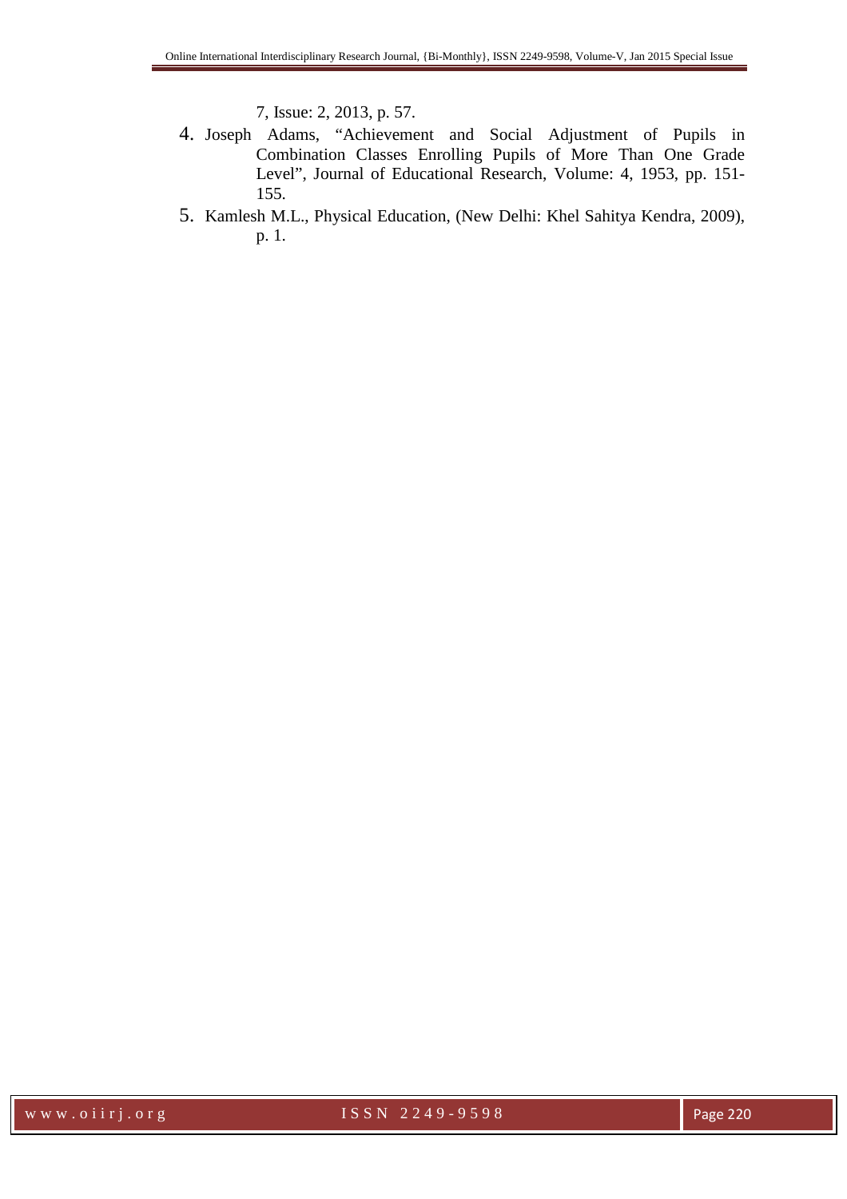7, Issue: 2, 2013, p. 57.

4. Joseph Adams, “Achievement and Social Adjustment of Pupils in Combination Classes Enrolling Pupils of More Than One Grade Level”, Journal of Educational Research, Volume: 4, 1953, pp. 151-155.
5. Kamlesh M.L., Physical Education, (New Delhi: Khel Sahitya Kendra, 2009), p. 1.